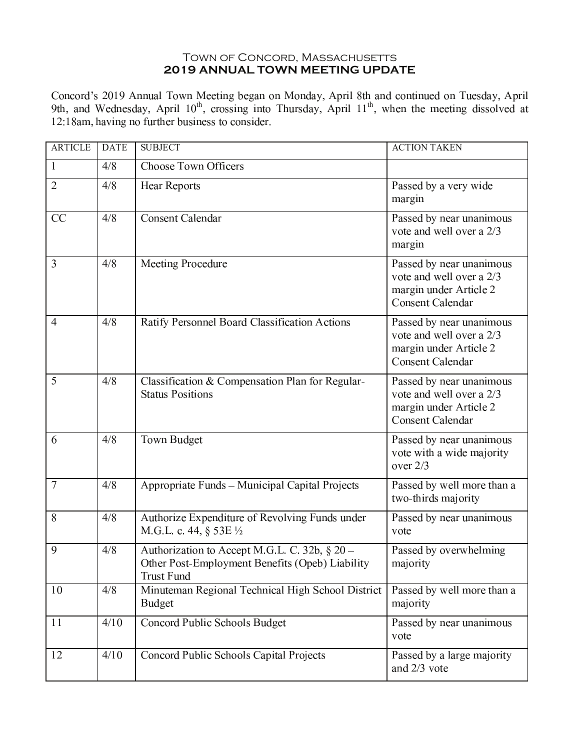# Town of Concord, Massachusetts
## 2019 ANNUAL TOWN MEETING UPDATE

Concord's 2019 Annual Town Meeting began on Monday, April 8th and continued on Tuesday, April 9th, and Wednesday, April 10th, crossing into Thursday, April 11th, when the meeting dissolved at 12:18am, having no further business to consider.

| ARTICLE | DATE | SUBJECT | ACTION TAKEN |
|---|---|---|---|
| 1 | 4/8 | Choose Town Officers | |
| 2 | 4/8 | Hear Reports | Passed by a very wide margin |
| CC | 4/8 | Consent Calendar | Passed by near unanimous vote and well over a 2/3 margin |
| 3 | 4/8 | Meeting Procedure | Passed by near unanimous vote and well over a 2/3 margin under Article 2 Consent Calendar |
| 4 | 4/8 | Ratify Personnel Board Classification Actions | Passed by near unanimous vote and well over a 2/3 margin under Article 2 Consent Calendar |
| 5 | 4/8 | Classification & Compensation Plan for Regular-Status Positions | Passed by near unanimous vote and well over a 2/3 margin under Article 2 Consent Calendar |
| 6 | 4/8 | Town Budget | Passed by near unanimous vote with a wide majority over 2/3 |
| 7 | 4/8 | Appropriate Funds – Municipal Capital Projects | Passed by well more than a two-thirds majority |
| 8 | 4/8 | Authorize Expenditure of Revolving Funds under M.G.L. c. 44, § 53E ½ | Passed by near unanimous vote |
| 9 | 4/8 | Authorization to Accept M.G.L. C. 32b, § 20 – Other Post-Employment Benefits (Opeb) Liability Trust Fund | Passed by overwhelming majority |
| 10 | 4/8 | Minuteman Regional Technical High School District Budget | Passed by well more than a majority |
| 11 | 4/10 | Concord Public Schools Budget | Passed by near unanimous vote |
| 12 | 4/10 | Concord Public Schools Capital Projects | Passed by a large majority and 2/3 vote |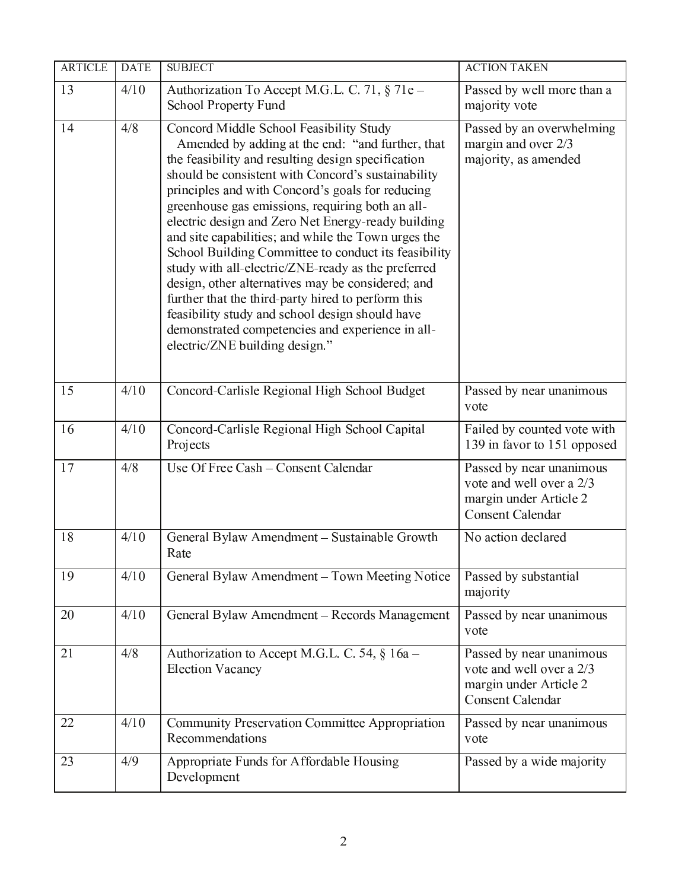| ARTICLE | DATE | SUBJECT | ACTION TAKEN |
|---|---|---|---|
| 13 | 4/10 | Authorization To Accept M.G.L. C. 71, § 71e – School Property Fund | Passed by well more than a majority vote |
| 14 | 4/8 | Concord Middle School Feasibility Study<br>Amended by adding at the end: "and further, that the feasibility and resulting design specification should be consistent with Concord's sustainability principles and with Concord's goals for reducing greenhouse gas emissions, requiring both an all-electric design and Zero Net Energy-ready building and site capabilities; and while the Town urges the School Building Committee to conduct its feasibility study with all-electric/ZNE-ready as the preferred design, other alternatives may be considered; and further that the third-party hired to perform this feasibility study and school design should have demonstrated competencies and experience in all-electric/ZNE building design." | Passed by an overwhelming margin and over 2/3 majority, as amended |
| 15 | 4/10 | Concord-Carlisle Regional High School Budget | Passed by near unanimous vote |
| 16 | 4/10 | Concord-Carlisle Regional High School Capital Projects | Failed by counted vote with 139 in favor to 151 opposed |
| 17 | 4/8 | Use Of Free Cash – Consent Calendar | Passed by near unanimous vote and well over a 2/3 margin under Article 2 Consent Calendar |
| 18 | 4/10 | General Bylaw Amendment – Sustainable Growth Rate | No action declared |
| 19 | 4/10 | General Bylaw Amendment – Town Meeting Notice | Passed by substantial majority |
| 20 | 4/10 | General Bylaw Amendment – Records Management | Passed by near unanimous vote |
| 21 | 4/8 | Authorization to Accept M.G.L. C. 54, § 16a – Election Vacancy | Passed by near unanimous vote and well over a 2/3 margin under Article 2 Consent Calendar |
| 22 | 4/10 | Community Preservation Committee Appropriation Recommendations | Passed by near unanimous vote |
| 23 | 4/9 | Appropriate Funds for Affordable Housing Development | Passed by a wide majority |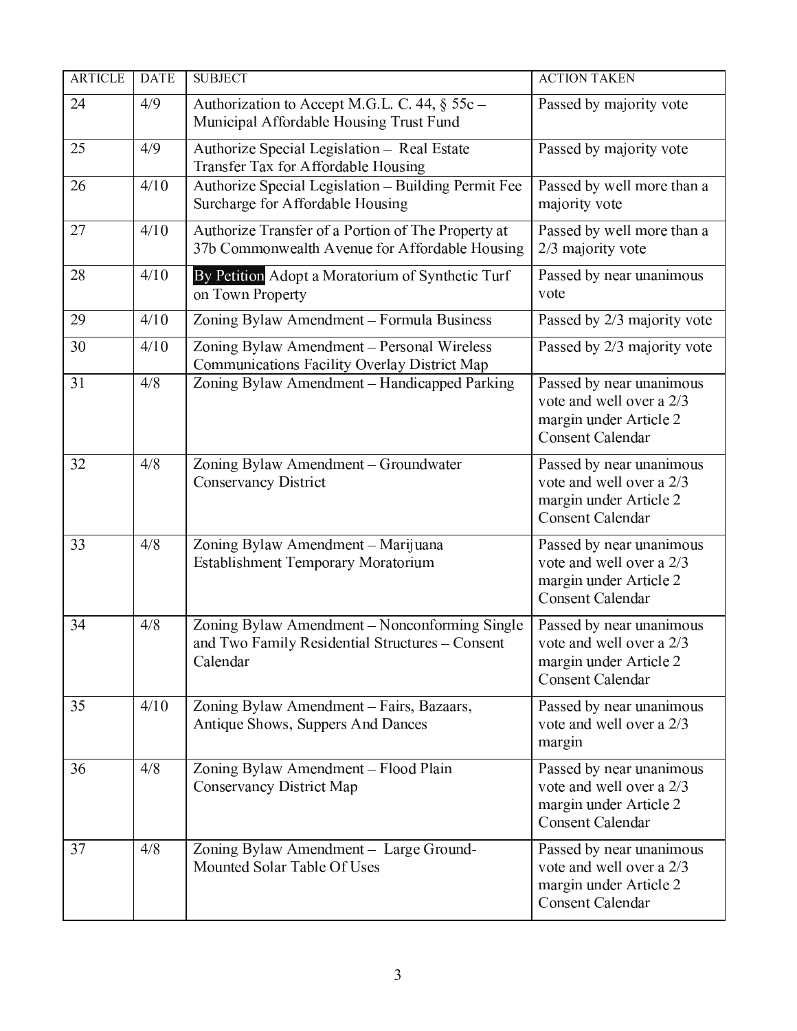| ARTICLE | DATE | SUBJECT | ACTION TAKEN |
| --- | --- | --- | --- |
| 24 | 4/9 | Authorization to Accept M.G.L. C. 44, § 55c – Municipal Affordable Housing Trust Fund | Passed by majority vote |
| 25 | 4/9 | Authorize Special Legislation – Real Estate Transfer Tax for Affordable Housing | Passed by majority vote |
| 26 | 4/10 | Authorize Special Legislation – Building Permit Fee Surcharge for Affordable Housing | Passed by well more than a majority vote |
| 27 | 4/10 | Authorize Transfer of a Portion of The Property at 37b Commonwealth Avenue for Affordable Housing | Passed by well more than a 2/3 majority vote |
| 28 | 4/10 | By Petition Adopt a Moratorium of Synthetic Turf on Town Property | Passed by near unanimous vote |
| 29 | 4/10 | Zoning Bylaw Amendment – Formula Business | Passed by 2/3 majority vote |
| 30 | 4/10 | Zoning Bylaw Amendment – Personal Wireless Communications Facility Overlay District Map | Passed by 2/3 majority vote |
| 31 | 4/8 | Zoning Bylaw Amendment – Handicapped Parking | Passed by near unanimous vote and well over a 2/3 margin under Article 2 Consent Calendar |
| 32 | 4/8 | Zoning Bylaw Amendment – Groundwater Conservancy District | Passed by near unanimous vote and well over a 2/3 margin under Article 2 Consent Calendar |
| 33 | 4/8 | Zoning Bylaw Amendment – Marijuana Establishment Temporary Moratorium | Passed by near unanimous vote and well over a 2/3 margin under Article 2 Consent Calendar |
| 34 | 4/8 | Zoning Bylaw Amendment – Nonconforming Single and Two Family Residential Structures – Consent Calendar | Passed by near unanimous vote and well over a 2/3 margin under Article 2 Consent Calendar |
| 35 | 4/10 | Zoning Bylaw Amendment – Fairs, Bazaars, Antique Shows, Suppers And Dances | Passed by near unanimous vote and well over a 2/3 margin |
| 36 | 4/8 | Zoning Bylaw Amendment – Flood Plain Conservancy District Map | Passed by near unanimous vote and well over a 2/3 margin under Article 2 Consent Calendar |
| 37 | 4/8 | Zoning Bylaw Amendment – Large Ground-Mounted Solar Table Of Uses | Passed by near unanimous vote and well over a 2/3 margin under Article 2 Consent Calendar |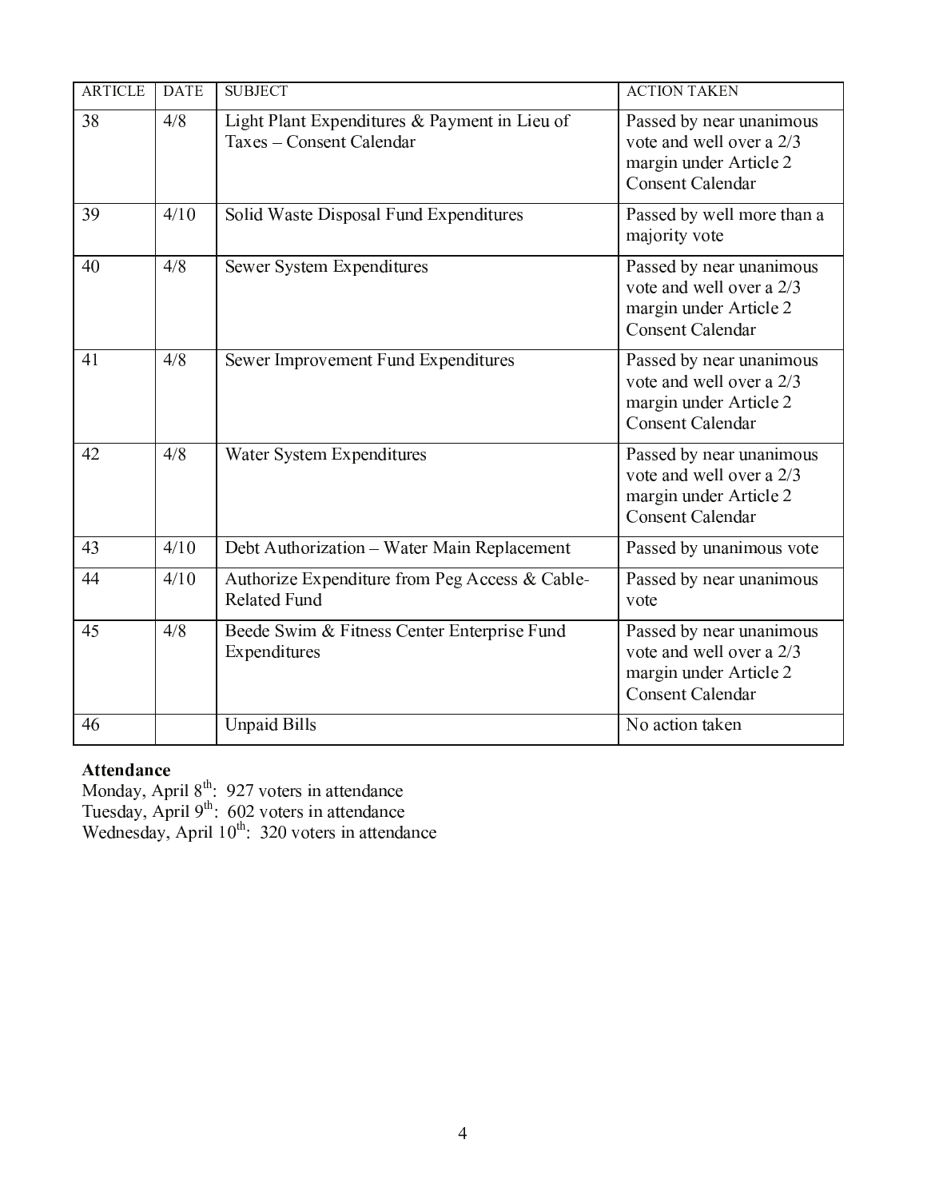| ARTICLE | DATE | SUBJECT | ACTION TAKEN |
|---|---|---|---|
| 38 | 4/8 | Light Plant Expenditures & Payment in Lieu of Taxes – Consent Calendar | Passed by near unanimous vote and well over a 2/3 margin under Article 2 Consent Calendar |
| 39 | 4/10 | Solid Waste Disposal Fund Expenditures | Passed by well more than a majority vote |
| 40 | 4/8 | Sewer System Expenditures | Passed by near unanimous vote and well over a 2/3 margin under Article 2 Consent Calendar |
| 41 | 4/8 | Sewer Improvement Fund Expenditures | Passed by near unanimous vote and well over a 2/3 margin under Article 2 Consent Calendar |
| 42 | 4/8 | Water System Expenditures | Passed by near unanimous vote and well over a 2/3 margin under Article 2 Consent Calendar |
| 43 | 4/10 | Debt Authorization – Water Main Replacement | Passed by unanimous vote |
| 44 | 4/10 | Authorize Expenditure from Peg Access & Cable-Related Fund | Passed by near unanimous vote |
| 45 | 4/8 | Beede Swim & Fitness Center Enterprise Fund Expenditures | Passed by near unanimous vote and well over a 2/3 margin under Article 2 Consent Calendar |
| 46 | | Unpaid Bills | No action taken |

**Attendance**

Monday, April 8th: 927 voters in attendance
Tuesday, April 9th: 602 voters in attendance
Wednesday, April 10th: 320 voters in attendance